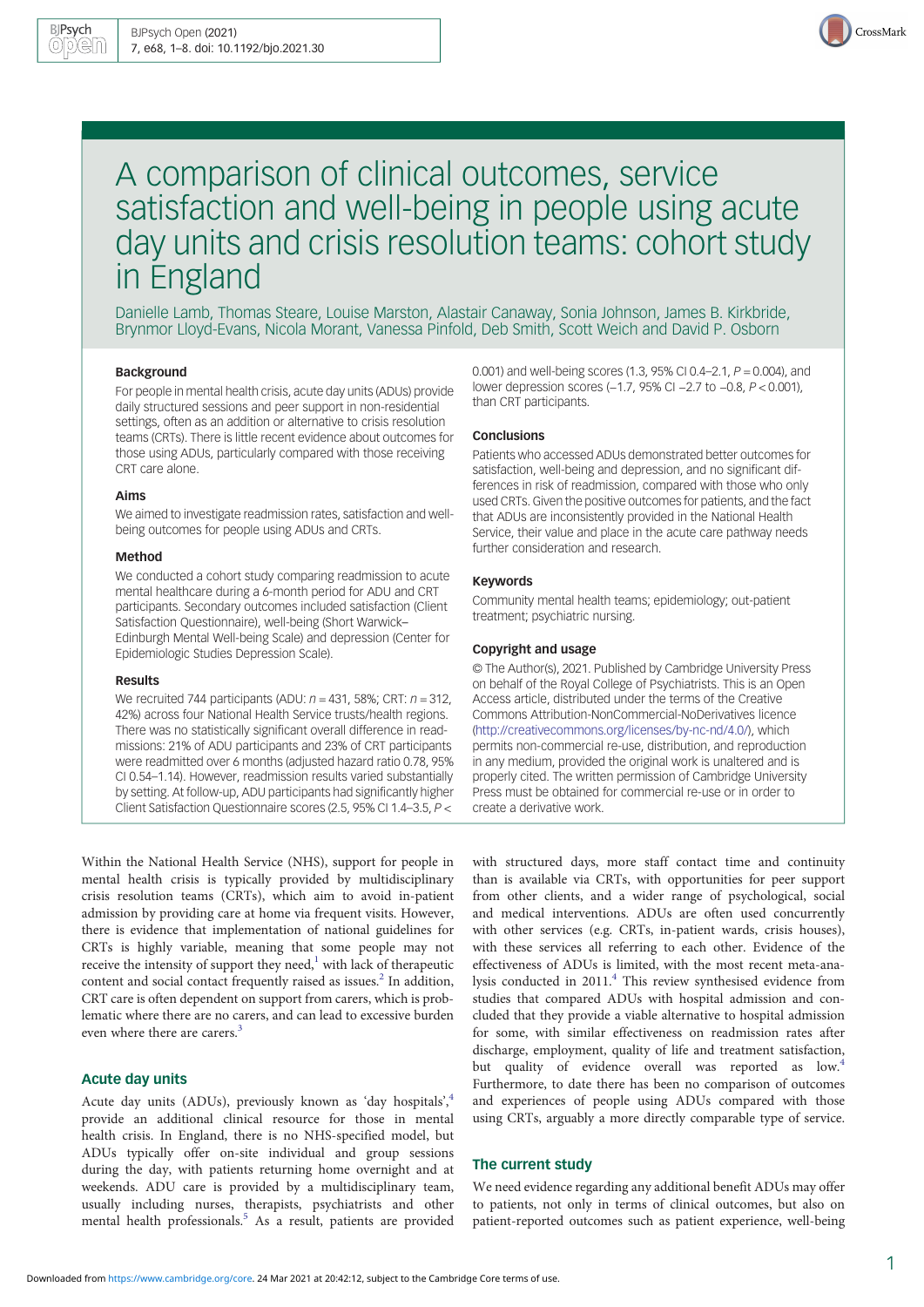# A comparison of clinical outcomes, service satisfaction and well-being in people using acute day units and crisis resolution teams: cohort study in England

Danielle Lamb, Thomas Steare, Louise Marston, Alastair Canaway, Sonia Johnson, James B. Kirkbride, Brynmor Lloyd-Evans, Nicola Morant, Vanessa Pinfold, Deb Smith, Scott Weich and David P. Osborn

### Background

For people in mental health crisis, acute day units (ADUs) provide daily structured sessions and peer support in non-residential settings, often as an addition or alternative to crisis resolution teams (CRTs). There is little recent evidence about outcomes for those using ADUs, particularly compared with those receiving CRT care alone.

### Aims

We aimed to investigate readmission rates, satisfaction and well-being outcomes for people using ADUs and CRTs.

### Method

We conducted a cohort study comparing readmission to acute mental healthcare during a 6-month period for ADU and CRT participants. Secondary outcomes included satisfaction (Client Satisfaction Questionnaire), well-being (Short Warwick–Edinburgh Mental Well-being Scale) and depression (Center for Epidemiologic Studies Depression Scale).

### Results

We recruited 744 participants (ADU: $n = 431$, 58%; CRT: $n = 312$, 42%) across four National Health Service trusts/health regions. There was no statistically significant overall difference in readmissions: 21% of ADU participants and 23% of CRT participants were readmitted over 6 months (adjusted hazard ratio 0.78, 95% CI 0.54–1.14). However, readmission results varied substantially by setting. At follow-up, ADU participants had significantly higher Client Satisfaction Questionnaire scores (2.5, 95% CI 1.4–3.5, $P <$ 0.001) and well-being scores (1.3, 95% CI 0.4–2.1, $P = 0.004$), and lower depression scores (–1.7, 95% CI –2.7 to –0.8, $P < 0.001$), than CRT participants.

### Conclusions

Patients who accessed ADUs demonstrated better outcomes for satisfaction, well-being and depression, and no significant differences in risk of readmission, compared with those who only used CRTs. Given the positive outcomes for patients, and the fact that ADUs are inconsistently provided in the National Health Service, their value and place in the acute care pathway needs further consideration and research.

### Keywords

Community mental health teams; epidemiology; out-patient treatment; psychiatric nursing.

### Copyright and usage

© The Author(s), 2021. Published by Cambridge University Press on behalf of the Royal College of Psychiatrists. This is an Open Access article, distributed under the terms of the Creative Commons Attribution-NonCommercial-NoDerivatives licence (http://creativecommons.org/licenses/by-nc-nd/4.0/), which permits non-commercial re-use, distribution, and reproduction in any medium, provided the original work is unaltered and is properly cited. The written permission of Cambridge University Press must be obtained for commercial re-use or in order to create a derivative work.

Within the National Health Service (NHS), support for people in mental health crisis is typically provided by multidisciplinary crisis resolution teams (CRTs), which aim to avoid in-patient admission by providing care at home via frequent visits. However, there is evidence that implementation of national guidelines for CRTs is highly variable, meaning that some people may not receive the intensity of support they need,[1] with lack of therapeutic content and social contact frequently raised as issues.[2] In addition, CRT care is often dependent on support from carers, which is problematic where there are no carers, and can lead to excessive burden even where there are carers.[3]

## Acute day units

Acute day units (ADUs), previously known as 'day hospitals',[4] provide an additional clinical resource for those in mental health crisis. In England, there is no NHS-specified model, but ADUs typically offer on-site individual and group sessions during the day, with patients returning home overnight and at weekends. ADU care is provided by a multidisciplinary team, usually including nurses, therapists, psychiatrists and other mental health professionals.[5] As a result, patients are provided with structured days, more staff contact time and continuity than is available via CRTs, with opportunities for peer support from other clients, and a wider range of psychological, social and medical interventions. ADUs are often used concurrently with other services (e.g. CRTs, in-patient wards, crisis houses), with these services all referring to each other. Evidence of the effectiveness of ADUs is limited, with the most recent meta-analysis conducted in 2011.[4] This review synthesised evidence from studies that compared ADUs with hospital admission and concluded that they provide a viable alternative to hospital admission for some, with similar effectiveness on readmission rates after discharge, employment, quality of life and treatment satisfaction, but quality of evidence overall was reported as low.[4] Furthermore, to date there has been no comparison of outcomes and experiences of people using ADUs compared with those using CRTs, arguably a more directly comparable type of service.

## The current study

We need evidence regarding any additional benefit ADUs may offer to patients, not only in terms of clinical outcomes, but also on patient-reported outcomes such as patient experience, well-being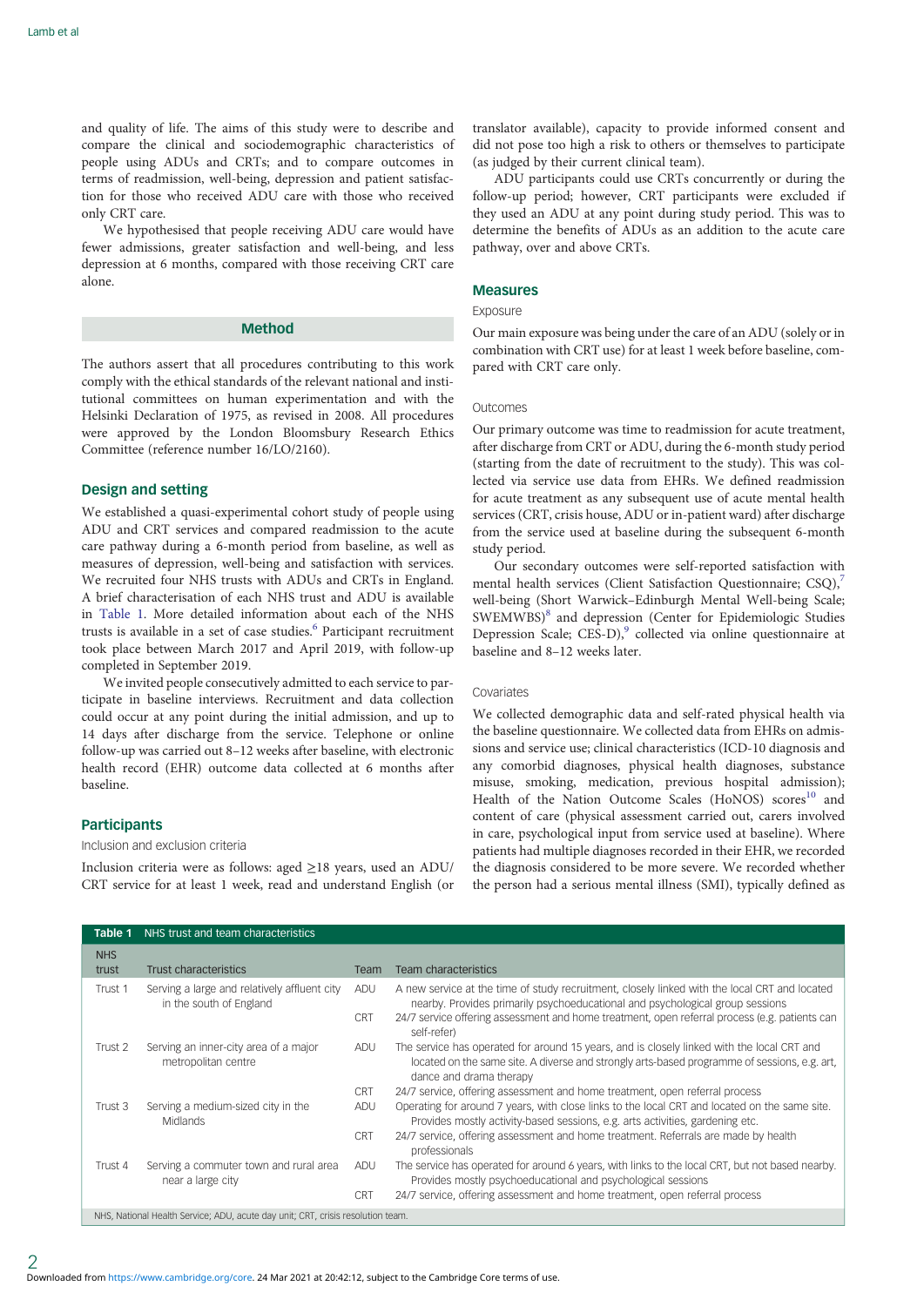and quality of life. The aims of this study were to describe and compare the clinical and sociodemographic characteristics of people using ADUs and CRTs; and to compare outcomes in terms of readmission, well-being, depression and patient satisfaction for those who received ADU care with those who received only CRT care.

We hypothesised that people receiving ADU care would have fewer admissions, greater satisfaction and well-being, and less depression at 6 months, compared with those receiving CRT care alone.

## Method

The authors assert that all procedures contributing to this work comply with the ethical standards of the relevant national and institutional committees on human experimentation and with the Helsinki Declaration of 1975, as revised in 2008. All procedures were approved by the London Bloomsbury Research Ethics Committee (reference number 16/LO/2160).

### Design and setting

We established a quasi-experimental cohort study of people using ADU and CRT services and compared readmission to the acute care pathway during a 6-month period from baseline, as well as measures of depression, well-being and satisfaction with services. We recruited four NHS trusts with ADUs and CRTs in England. A brief characterisation of each NHS trust and ADU is available in Table 1. More detailed information about each of the NHS trusts is available in a set of case studies.[6] Participant recruitment took place between March 2017 and April 2019, with follow-up completed in September 2019.

We invited people consecutively admitted to each service to participate in baseline interviews. Recruitment and data collection could occur at any point during the initial admission, and up to 14 days after discharge from the service. Telephone or online follow-up was carried out 8–12 weeks after baseline, with electronic health record (EHR) outcome data collected at 6 months after baseline.

### Participants

#### Inclusion and exclusion criteria

Inclusion criteria were as follows: aged ≥18 years, used an ADU/CRT service for at least 1 week, read and understand English (or translator available), capacity to provide informed consent and did not pose too high a risk to others or themselves to participate (as judged by their current clinical team).

ADU participants could use CRTs concurrently or during the follow-up period; however, CRT participants were excluded if they used an ADU at any point during study period. This was to determine the benefits of ADUs as an addition to the acute care pathway, over and above CRTs.

### Measures

#### Exposure

Our main exposure was being under the care of an ADU (solely or in combination with CRT use) for at least 1 week before baseline, compared with CRT care only.

#### Outcomes

Our primary outcome was time to readmission for acute treatment, after discharge from CRT or ADU, during the 6-month study period (starting from the date of recruitment to the study). This was collected via service use data from EHRs. We defined readmission for acute treatment as any subsequent use of acute mental health services (CRT, crisis house, ADU or in-patient ward) after discharge from the service used at baseline during the subsequent 6-month study period.

Our secondary outcomes were self-reported satisfaction with mental health services (Client Satisfaction Questionnaire; CSQ),[7] well-being (Short Warwick–Edinburgh Mental Well-being Scale; SWEMWBS)[8] and depression (Center for Epidemiologic Studies Depression Scale; CES-D),[9] collected via online questionnaire at baseline and 8–12 weeks later.

#### Covariates

We collected demographic data and self-rated physical health via the baseline questionnaire. We collected data from EHRs on admissions and service use; clinical characteristics (ICD-10 diagnosis and any comorbid diagnoses, physical health diagnoses, substance misuse, medication, previous hospital admission); Health of the Nation Outcome Scales (HoNOS) scores[10] and content of care (physical assessment carried out, carers involved in care, psychological input from service used at baseline). Where patients had multiple diagnoses recorded in their EHR, we recorded the diagnosis considered to be more severe. We recorded whether the person had a serious mental illness (SMI), typically defined as

**Table 1** NHS trust and team characteristics

| NHS trust | Trust characteristics | Team | Team characteristics |
|---|---|---|---|
| Trust 1 | Serving a large and relatively affluent city in the south of England | ADU | A new service at the time of study recruitment, closely linked with the local CRT and located nearby. Provides primarily psychoeducational and psychological group sessions |
| | | CRT | 24/7 service offering assessment and home treatment, open referral process (e.g. patients can self-refer) |
| Trust 2 | Serving an inner-city area of a major metropolitan centre | ADU | The service has operated for around 15 years, and is closely linked with the local CRT and located on the same site. A diverse and strongly arts-based programme of sessions, e.g. art, dance and drama therapy |
| | | CRT | 24/7 service, offering assessment and home treatment, open referral process |
| Trust 3 | Serving a medium-sized city in the Midlands | ADU | Operating for around 7 years, with close links to the local CRT and located on the same site. Provides mostly activity-based sessions, e.g. arts activities, gardening etc. |
| | | CRT | 24/7 service, offering assessment and home treatment. Referrals are made by health professionals |
| Trust 4 | Serving a commuter town and rural area near a large city | ADU | The service has operated for around 6 years, with links to the local CRT, but not based nearby. Provides mostly psychoeducational and psychological sessions |
| | | CRT | 24/7 service, offering assessment and home treatment, open referral process |

NHS, National Health Service; ADU, acute day unit; CRT, crisis resolution team.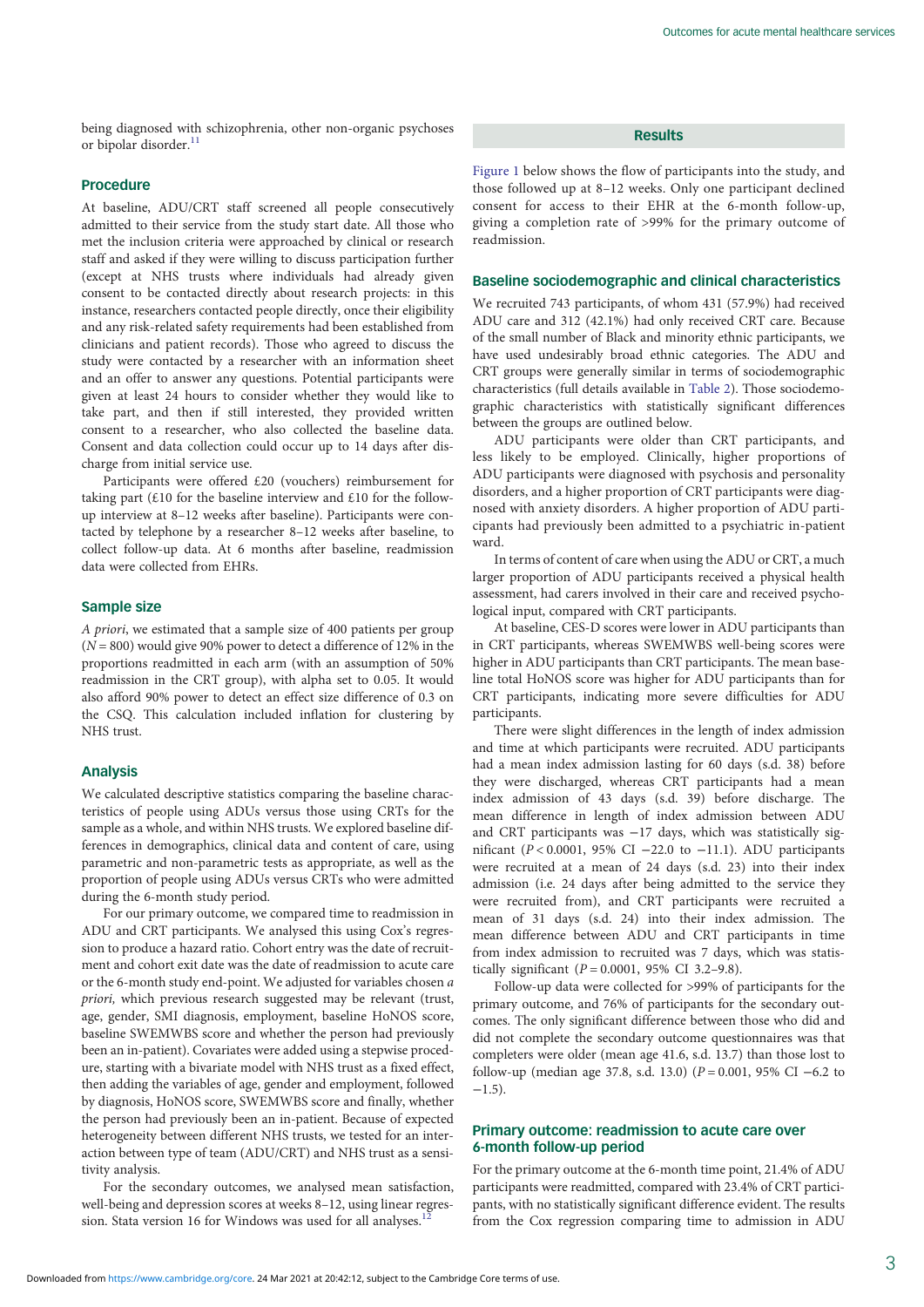being diagnosed with schizophrenia, other non-organic psychoses or bipolar disorder.[11]

## Procedure

At baseline, ADU/CRT staff screened all people consecutively admitted to their service from the study start date. All those who met the inclusion criteria were approached by clinical or research staff and asked if they were willing to discuss participation further (except at NHS trusts where individuals had already given consent to be contacted directly about research projects: in this instance, researchers contacted people directly, once their eligibility and any risk-related safety requirements had been established from clinicians and patient records). Those who agreed to discuss the study were contacted by a researcher with an information sheet and an offer to answer any questions. Potential participants were given at least 24 hours to consider whether they would like to take part, and then if still interested, they provided written consent to a researcher, who also collected the baseline data. Consent and data collection could occur up to 14 days after discharge from initial service use.

Participants were offered £20 (vouchers) reimbursement for taking part (£10 for the baseline interview and £10 for the follow-up interview at 8–12 weeks after baseline). Participants were contacted by telephone by a researcher 8–12 weeks after baseline, to collect follow-up data. At 6 months after baseline, readmission data were collected from EHRs.

## Sample size

*A priori*, we estimated that a sample size of 400 patients per group ($N = 800$) would give 90% power to detect a difference of 12% in the proportions readmitted in each arm (with an assumption of 50% readmission in the CRT group), with alpha set to 0.05. It would also afford 90% power to detect an effect size difference of 0.3 on the CSQ. This calculation included inflation for clustering by NHS trust.

## Analysis

We calculated descriptive statistics comparing the baseline characteristics of people using ADUs versus those using CRTs for the sample as a whole, and within NHS trusts. We explored baseline differences in demographics, clinical data and content of care, using parametric and non-parametric tests as appropriate, as well as the proportion of people using ADUs versus CRTs who were admitted during the 6-month study period.

For our primary outcome, we compared time to readmission in ADU and CRT participants. We analysed this using Cox's regression to produce a hazard ratio. Cohort entry was the date of recruitment and cohort exit date was the date of readmission to acute care or the 6-month study end-point. We adjusted for variables chosen *a priori,* which previous research suggested may be relevant (trust, age, gender, SMI diagnosis, employment, baseline HoNOS score, baseline SWEMWBS score and whether the person had previously been an in-patient). Covariates were added using a stepwise procedure, starting with a bivariate model with NHS trust as a fixed effect, then adding the variables of age, gender and employment, followed by diagnosis, HoNOS score, SWEMWBS score and finally, whether the person had previously been an in-patient. Because of expected heterogeneity between different NHS trusts, we tested for an interaction between type of team (ADU/CRT) and NHS trust as a sensitivity analysis.

For the secondary outcomes, we analysed mean satisfaction, well-being and depression scores at weeks 8–12, using linear regression.[12] Stata version 16 for Windows was used for all analyses.

## Results

Figure 1 below shows the flow of participants into the study, and those followed up at 8–12 weeks. Only one participant declined consent for access to their EHR at the 6-month follow-up, giving a completion rate of >99% for the primary outcome of readmission.

### Baseline sociodemographic and clinical characteristics

We recruited 743 participants, of whom 431 (57.9%) had received ADU care and 312 (42.1%) had only received CRT care. Because of the small number of Black and minority ethnic participants, we have used undesirably broad ethnic categories. The ADU and CRT groups were generally similar in terms of sociodemographic characteristics (full details available in Table 2). Those sociodemographic characteristics with statistically significant differences between the groups are outlined below.

ADU participants were older than CRT participants, and less likely to be employed. Clinically, higher proportions of ADU participants were diagnosed with psychosis and personality disorders, and a higher proportion of CRT participants were diagnosed with anxiety disorders. A higher proportion of ADU participants had previously been admitted to a psychiatric in-patient ward.

In terms of content of care when using the ADU or CRT, a much larger proportion of ADU participants received a physical health assessment, had carers involved in their care and received psychological input, compared with CRT participants.

At baseline, CES-D scores were lower in ADU participants than in CRT participants, whereas SWEMWBS well-being scores were higher in ADU participants than CRT participants. The mean baseline total HoNOS score was higher for ADU participants than for CRT participants, indicating more severe difficulties for ADU participants.

There were slight differences in the length of index admission and time at which participants were recruited. ADU participants had a mean index admission lasting for 60 days (s.d. 38) before they were discharged, whereas CRT participants had a mean index admission of 43 days (s.d. 39) before discharge. The mean difference in length of index admission between ADU and CRT participants was −17 days, which was statistically significant ($P < 0.0001$, 95% CI −22.0 to −11.1). ADU participants were recruited at a mean of 24 days (s.d. 23) into their index admission (i.e. 24 days after being admitted to the service they were recruited from), and CRT participants were recruited a mean of 31 days (s.d. 24) into their index admission. The mean difference between ADU and CRT participants in time from index admission to recruited was 7 days, which was statistically significant ($P = 0.0001$, 95% CI 3.2–9.8).

Follow-up data were collected for >99% of participants for the primary outcome, and 76% of participants for the secondary outcomes. The only significant difference between those who did and did not complete the secondary outcome questionnaires was that completers were older (mean age 41.6, s.d. 13.7) than those lost to follow-up (median age 37.8, s.d. 13.0) ($P = 0.001$, 95% CI −6.2 to −1.5).

### Primary outcome: readmission to acute care over 6-month follow-up period

For the primary outcome at the 6-month time point, 21.4% of ADU participants were readmitted, compared with 23.4% of CRT participants, with no statistically significant difference evident. The results from the Cox regression comparing time to admission in ADU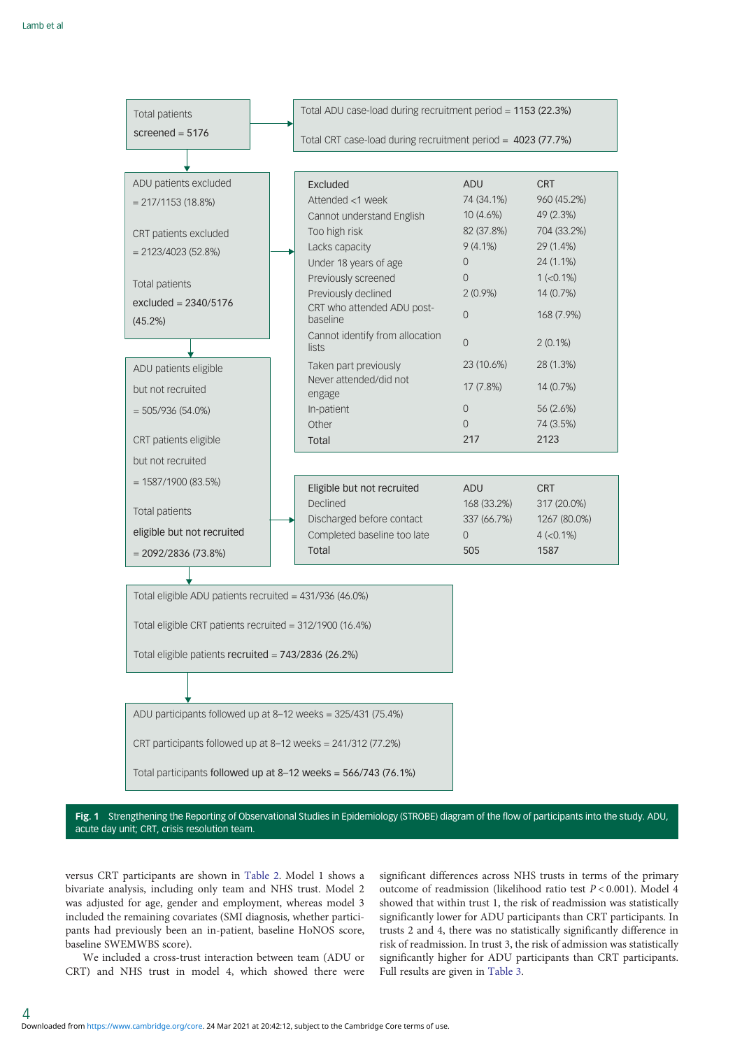Total patients screened = 5176

Total ADU case-load during recruitment period = 1153 (22.3%)

Total CRT case-load during recruitment period = 4023 (77.7%)

ADU patients excluded = 217/1153 (18.8%)

CRT patients excluded = 2123/4023 (52.8%)

Total patients excluded = 2340/5176 (45.2%)

| Excluded | ADU | CRT |
|---|---|---|
| Attended <1 week | 74 (34.1%) | 960 (45.2%) |
| Cannot understand English | 10 (4.6%) | 49 (2.3%) |
| Too high risk | 82 (37.8%) | 704 (33.2%) |
| Lacks capacity | 9 (4.1%) | 29 (1.4%) |
| Under 18 years of age | 0 | 24 (1.1%) |
| Previously screened | 0 | 1 (<0.1%) |
| Previously declined | 2 (0.9%) | 14 (0.7%) |
| CRT who attended ADU post-baseline | 0 | 168 (7.9%) |
| Cannot identify from allocation lists | 0 | 2 (0.1%) |
| Taken part previously | 23 (10.6%) | 28 (1.3%) |
| Never attended/did not engage | 17 (7.8%) | 14 (0.7%) |
| In-patient | 0 | 56 (2.6%) |
| Other | 0 | 74 (3.5%) |
| Total | 217 | 2123 |

ADU patients eligible but not recruited = 505/936 (54.0%)

CRT patients eligible but not recruited = 1587/1900 (83.5%)

Total patients eligible but not recruited = 2092/2836 (73.8%)

| Eligible but not recruited | ADU | CRT |
|---|---|---|
| Declined | 168 (33.2%) | 317 (20.0%) |
| Discharged before contact | 337 (66.7%) | 1267 (80.0%) |
| Completed baseline too late | 0 | 4 (<0.1%) |
| Total | 505 | 1587 |

Total eligible ADU patients recruited = 431/936 (46.0%)

Total eligible CRT patients recruited = 312/1900 (16.4%)

Total eligible patients recruited = 743/2836 (26.2%)

ADU participants followed up at 8–12 weeks = 325/431 (75.4%)

CRT participants followed up at 8–12 weeks = 241/312 (77.2%)

Total participants followed up at 8–12 weeks = 566/743 (76.1%)

**Fig. 1** Strengthening the Reporting of Observational Studies in Epidemiology (STROBE) diagram of the flow of participants into the study. ADU, acute day unit; CRT, crisis resolution team.

versus CRT participants are shown in Table 2. Model 1 shows a bivariate analysis, including only team and NHS trust. Model 2 was adjusted for age, gender and employment, whereas model 3 included the remaining covariates (SMI diagnosis, whether participants had previously been an in-patient, baseline HoNOS score, baseline SWEMWBS score).

We included a cross-trust interaction between team (ADU or CRT) and NHS trust in model 4, which showed there were significant differences across NHS trusts in terms of the primary outcome of readmission (likelihood ratio test $P < 0.001$). Model 4 showed that within trust 1, the risk of readmission was statistically significantly lower for ADU participants than CRT participants. In trusts 2 and 4, there was no statistically significantly difference in risk of readmission. In trust 3, the risk of admission was statistically significantly higher for ADU participants than CRT participants. Full results are given in Table 3.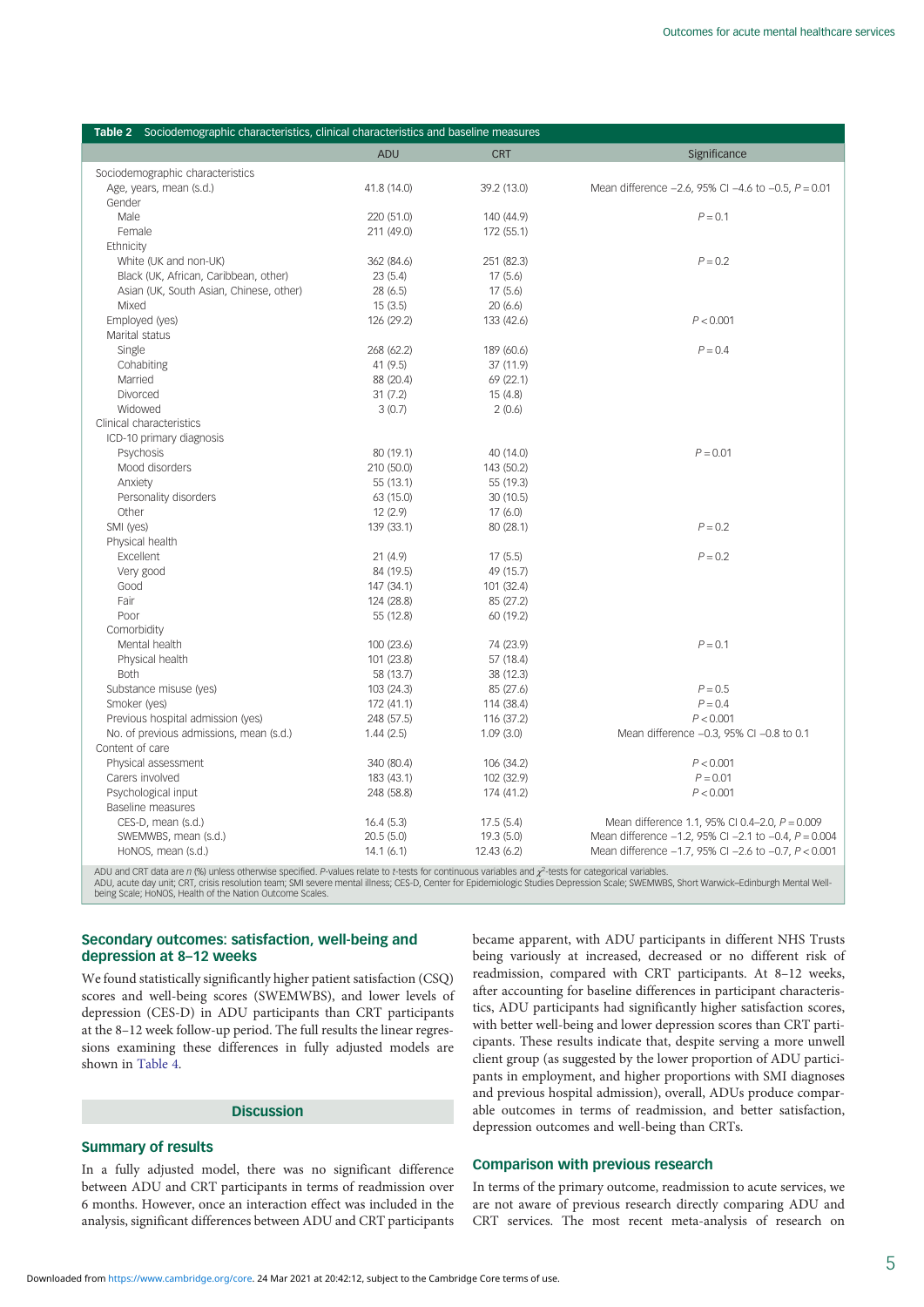**Table 2** Sociodemographic characteristics, clinical characteristics and baseline measures

| | ADU | CRT | Significance |
|---|---|---|---|
| Sociodemographic characteristics | | | |
| Age, years, mean (s.d.) | 41.8 (14.0) | 39.2 (13.0) | Mean difference −2.6, 95% CI −4.6 to −0.5, $P = 0.01$ |
| Gender | | | |
| Male | 220 (51.0) | 140 (44.9) | $P = 0.1$ |
| Female | 211 (49.0) | 172 (55.1) | |
| Ethnicity | | | |
| White (UK and non-UK) | 362 (84.6) | 251 (82.3) | $P = 0.2$ |
| Black (UK, African, Caribbean, other) | 23 (5.4) | 17 (5.6) | |
| Asian (UK, South Asian, Chinese, other) | 28 (6.5) | 17 (5.6) | |
| Mixed | 15 (3.5) | 20 (6.6) | |
| Employed (yes) | 126 (29.2) | 133 (42.6) | $P < 0.001$ |
| Marital status | | | |
| Single | 268 (62.2) | 189 (60.6) | $P = 0.4$ |
| Cohabiting | 41 (9.5) | 37 (11.9) | |
| Married | 88 (20.4) | 69 (22.1) | |
| Divorced | 31 (7.2) | 15 (4.8) | |
| Widowed | 3 (0.7) | 2 (0.6) | |
| Clinical characteristics | | | |
| ICD-10 primary diagnosis | | | |
| Psychosis | 80 (19.1) | 40 (14.0) | $P = 0.01$ |
| Mood disorders | 210 (50.0) | 143 (50.2) | |
| Anxiety | 55 (13.1) | 55 (19.3) | |
| Personality disorders | 63 (15.0) | 30 (10.5) | |
| Other | 12 (2.9) | 17 (6.0) | |
| SMI (yes) | 139 (33.1) | 80 (28.1) | $P = 0.2$ |
| Physical health | | | |
| Excellent | 21 (4.9) | 17 (5.5) | $P = 0.2$ |
| Very good | 84 (19.5) | 49 (15.7) | |
| Good | 147 (34.1) | 101 (32.4) | |
| Fair | 124 (28.8) | 85 (27.2) | |
| Poor | 55 (12.8) | 60 (19.2) | |
| Comorbidity | | | |
| Mental health | 100 (23.6) | 74 (23.9) | $P = 0.1$ |
| Physical health | 101 (23.8) | 57 (18.4) | |
| Both | 58 (13.7) | 38 (12.3) | |
| Substance misuse (yes) | 103 (24.3) | 85 (27.6) | $P = 0.5$ |
| Smoker (yes) | 172 (41.1) | 114 (38.4) | $P = 0.4$ |
| Previous hospital admission (yes) | 248 (57.5) | 116 (37.2) | $P < 0.001$ |
| No. of previous admissions, mean (s.d.) | 1.44 (2.5) | 1.09 (3.0) | Mean difference −0.3, 95% CI −0.8 to 0.1 |
| Content of care | | | |
| Physical assessment | 340 (80.4) | 106 (34.2) | $P < 0.001$ |
| Carers involved | 183 (43.1) | 102 (32.9) | $P = 0.01$ |
| Psychological input | 248 (58.8) | 174 (41.2) | $P < 0.001$ |
| Baseline measures | | | |
| CES-D, mean (s.d.) | 16.4 (5.3) | 17.5 (5.4) | Mean difference 1.1, 95% CI 0.4–2.0, $P = 0.009$ |
| SWEMWBS, mean (s.d.) | 20.5 (5.0) | 19.3 (5.0) | Mean difference −1.2, 95% CI −2.1 to −0.4, $P = 0.004$ |
| HoNOS, mean (s.d.) | 14.1 (6.1) | 12.43 (6.2) | Mean difference −1.7, 95% CI −2.6 to −0.7, $P < 0.001$ |

ADU and CRT data are *n* (%) unless otherwise specified. *P*-values relate to *t*-tests for continuous variables and $\chi^2$-tests for categorical variables.
ADU, acute day unit; CRT, crisis resolution team; SMI severe mental illness; CES-D, Center for Epidemiologic Studies Depression Scale; SWEMWBS, Short Warwick–Edinburgh Mental Well-being Scale; HoNOS, Health of the Nation Outcome Scales.

### Secondary outcomes: satisfaction, well-being and depression at 8–12 weeks

We found statistically significantly higher patient satisfaction (CSQ) scores and well-being scores (SWEMWBS), and lower levels of depression (CES-D) in ADU participants than CRT participants at the 8–12 week follow-up period. The full results the linear regressions examining these differences in fully adjusted models are shown in Table 4.

## Discussion

### Summary of results

In a fully adjusted model, there was no significant difference between ADU and CRT participants in terms of readmission over 6 months. However, once an interaction effect was included in the analysis, significant differences between ADU and CRT participants became apparent, with ADU participants in different NHS Trusts being variously at increased, decreased or no different risk of readmission, compared with CRT participants. At 8–12 weeks, after accounting for baseline differences in participant characteristics, ADU participants had significantly higher satisfaction scores, with better well-being and lower depression scores than CRT participants. These results indicate that, despite serving a more unwell client group (as suggested by the lower proportion of ADU participants in employment, and higher proportions with SMI diagnoses and previous hospital admission), overall, ADUs produce comparable outcomes in terms of readmission, and better satisfaction, depression outcomes and well-being than CRTs.

### Comparison with previous research

In terms of the primary outcome, readmission to acute services, we are not aware of previous research directly comparing ADU and CRT services. The most recent meta-analysis of research on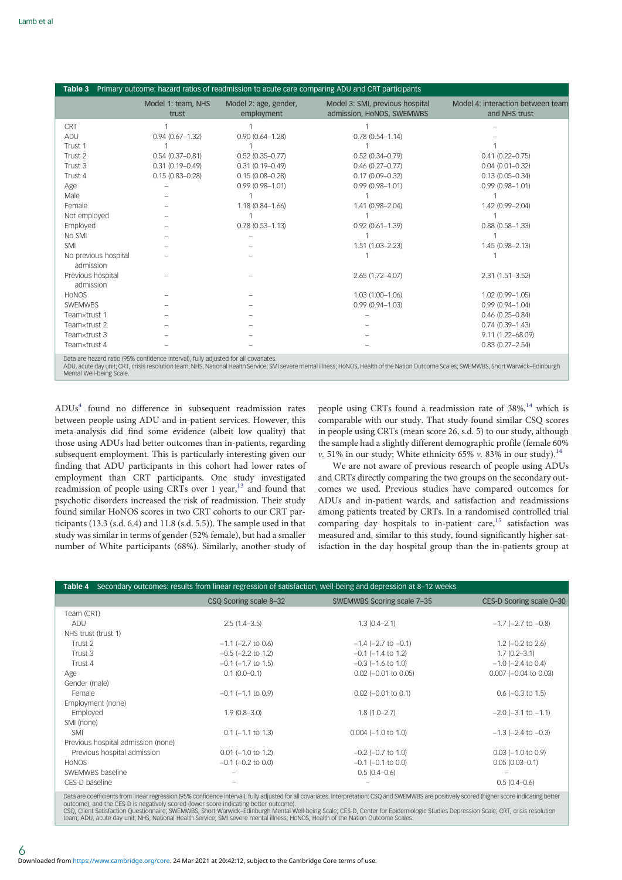**Table 3** Primary outcome: hazard ratios of readmission to acute care comparing ADU and CRT participants

| | Model 1: team, NHS trust | Model 2: age, gender, employment | Model 3: SMI, previous hospital admission, HoNOS, SWEMWBS | Model 4: interaction between team and NHS trust |
|---|---|---|---|---|
| CRT | 1 | 1 | 1 | – |
| ADU | 0.94 (0.67–1.32) | 0.90 (0.64–1.28) | 0.78 (0.54–1.14) | – |
| Trust 1 | 1 | 1 | 1 | 1 |
| Trust 2 | 0.54 (0.37–0.81) | 0.52 (0.35–0.77) | 0.52 (0.34–0.79) | 0.41 (0.22–0.75) |
| Trust 3 | 0.31 (0.19–0.49) | 0.31 (0.19–0.49) | 0.46 (0.27–0.77) | 0.04 (0.01–0.32) |
| Trust 4 | 0.15 (0.83–0.28) | 0.15 (0.08–0.28) | 0.17 (0.09–0.32) | 0.13 (0.05–0.34) |
| Age | – | 0.99 (0.98–1.01) | 0.99 (0.98–1.01) | 0.99 (0.98–1.01) |
| Male | – | 1 | 1 | 1 |
| Female | – | 1.18 (0.84–1.66) | 1.41 (0.98–2.04) | 1.42 (0.99–2.04) |
| Not employed | – | 1 | 1 | 1 |
| Employed | – | 0.78 (0.53–1.13) | 0.92 (0.61–1.39) | 0.88 (0.58–1.33) |
| No SMI | – | – | 1 | 1 |
| SMI | – | – | 1.51 (1.03–2.23) | 1.45 (0.98–2.13) |
| No previous hospital admission | – | – | 1 | 1 |
| Previous hospital admission | – | – | 2.65 (1.72–4.07) | 2.31 (1.51–3.52) |
| HoNOS | – | – | 1.03 (1.00–1.06) | 1.02 (0.99–1.05) |
| SWEMWBS | – | – | 0.99 (0.94–1.03) | 0.99 (0.94–1.04) |
| Team×trust 1 | – | – | – | 0.46 (0.25–0.84) |
| Team×trust 2 | – | – | – | 0.74 (0.39–1.43) |
| Team×trust 3 | – | – | – | 9.11 (1.22–68.09) |
| Team×trust 4 | – | – | – | 0.83 (0.27–2.54) |

Data are hazard ratio (95% confidence interval), fully adjusted for all covariates.
ADU, acute day unit; CRT, crisis resolution team; NHS, National Health Service; SMI severe mental illness; HoNOS, Health of the Nation Outcome Scales; SWEMWBS, Short Warwick–Edinburgh Mental Well-being Scale.

ADUs[4] found no difference in subsequent readmission rates between people using ADU and in-patient services. However, this meta-analysis did find some evidence (albeit low quality) that those using ADUs had better outcomes than in-patients, regarding subsequent employment. This is particularly interesting given our finding that ADU participants in this cohort had lower rates of employment than CRT participants. One study investigated readmission of people using CRTs over 1 year,[13] and found that psychotic disorders increased the risk of readmission. Their study found similar HoNOS scores in two CRT cohorts to our CRT participants (13.3 (s.d. 6.4) and 11.8 (s.d. 5.5)). The sample used in that study was similar in terms of gender (52% female), but had a smaller number of White participants (68%). Similarly, another study of people using CRTs found a readmission rate of 38%,[14] which is comparable with our study. That study found similar CSQ scores in people using CRTs (mean score 26, s.d. 5) to our study, although the sample had a slightly different demographic profile (female 60% *v.* 51% in our study; White ethnicity 65% *v.* 83% in our study).[14]

We are not aware of previous research of people using ADUs and CRTs directly comparing the two groups on the secondary outcomes we used. Previous studies have compared outcomes for ADUs and in-patient wards, and satisfaction and readmissions among patients treated by CRTs. In a randomised controlled trial comparing day hospitals to in-patient care,[15] satisfaction was measured and, similar to this study, found significantly higher satisfaction in the day hospital group than the in-patients group at

**Table 4** Secondary outcomes: results from linear regression of satisfaction, well-being and depression at 8–12 weeks

| | CSQ Scoring scale 8–32 | SWEMWBS Scoring scale 7–35 | CES-D Scoring scale 0–30 |
|---|---|---|---|
| Team (CRT) | | | |
| ADU | 2.5 (1.4–3.5) | 1.3 (0.4–2.1) | −1.7 (−2.7 to −0.8) |
| NHS trust (trust 1) | | | |
| Trust 2 | −1.1 (−2.7 to 0.6) | −1.4 (−2.7 to −0.1) | 1.2 (−0.2 to 2.6) |
| Trust 3 | −0.5 (−2.2 to 1.2) | −0.1 (−1.4 to 1.2) | 1.7 (0.2–3.1) |
| Trust 4 | −0.1 (−1.7 to 1.5) | −0.3 (−1.6 to 1.0) | −1.0 (−2.4 to 0.4) |
| Age | 0.1 (0.0–0.1) | 0.02 (−0.01 to 0.05) | 0.007 (−0.04 to 0.03) |
| Gender (male) | | | |
| Female | −0.1 (−1.1 to 0.9) | 0.02 (−0.01 to 0.1) | 0.6 (−0.3 to 1.5) |
| Employment (none) | | | |
| Employed | 1.9 (0.8–3.0) | 1.8 (1.0–2.7) | −2.0 (−3.1 to −1.1) |
| SMI (none) | | | |
| SMI | 0.1 (−1.1 to 1.3) | 0.004 (−1.0 to 1.0) | −1.3 (−2.4 to −0.3) |
| Previous hospital admission (none) | | | |
| Previous hospital admission | 0.01 (−1.0 to 1.2) | −0.2 (−0.7 to 1.0) | 0.03 (−1.0 to 0.9) |
| HoNOS | −0.1 (−0.2 to 0.0) | −0.1 (−0.1 to 0.0) | 0.05 (0.03–0.1) |
| SWEMWBS baseline | – | 0.5 (0.4–0.6) | – |
| CES-D baseline | – | – | 0.5 (0.4–0.6) |

Data are coefficients from linear regression (95% confidence interval), fully adjusted for all covariates. Interpretation: CSQ and SWEMWBS are positively scored (higher score indicating better outcome), and the CES-D is negatively scored (lower score indicating better outcome).
CSQ, Client Satisfaction Questionnaire; SWEMWBS, Short Warwick–Edinburgh Mental Well-being Scale; CES-D, Center for Epidemiologic Studies Depression Scale; CRT, crisis resolution team; ADU, acute day unit; NHS, National Health Service; SMI severe mental illness; HoNOS, Health of the Nation Outcome Scales.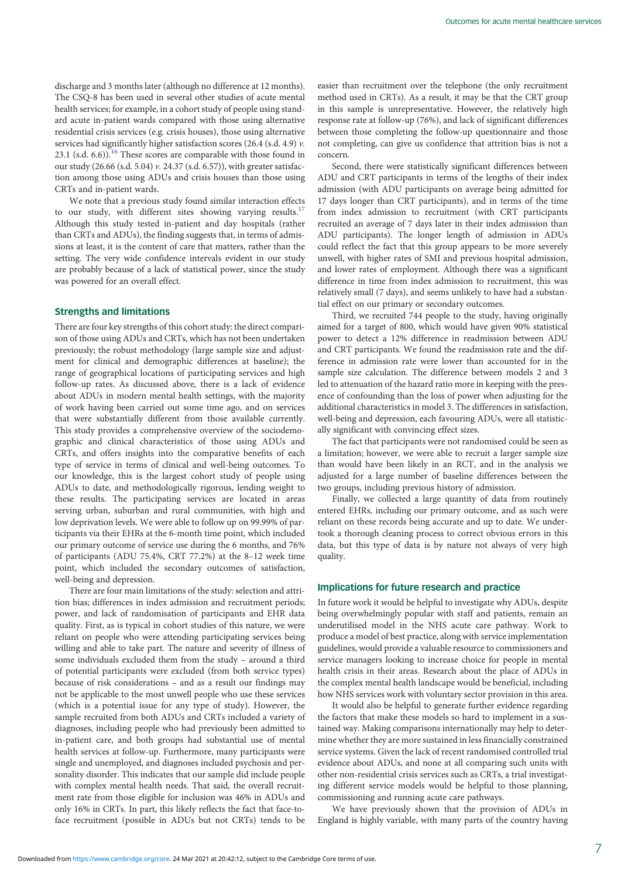discharge and 3 months later (although no difference at 12 months). The CSQ-8 has been used in several other studies of acute mental health services; for example, in a cohort study of people using standard acute in-patient wards compared with those using alternative residential crisis services (e.g. crisis houses), those using alternative services had significantly higher satisfaction scores (26.4 (s.d. 4.9) *v.* 23.1 (s.d. 6.6)).[16] These scores are comparable with those found in our study (26.66 (s.d. 5.04) *v.* 24.37 (s.d. 6.57)), with greater satisfaction among those using ADUs and crisis houses than those using CRTs and in-patient wards.

We note that a previous study found similar interaction effects to our study, with different sites showing varying results.[17] Although this study tested in-patient and day hospitals (rather than CRTs and ADUs), the finding suggests that, in terms of admissions at least, it is the content of care that matters, rather than the setting. The very wide confidence intervals evident in our study are probably because of a lack of statistical power, since the study was powered for an overall effect.

## Strengths and limitations

There are four key strengths of this cohort study: the direct comparison of those using ADUs and CRTs, which has not been undertaken previously; the robust methodology (large sample size and adjustment for clinical and demographic differences at baseline); the range of geographical locations of participating services and high follow-up rates. As discussed above, there is a lack of evidence about ADUs in modern mental health settings, with the majority of work having been carried out some time ago, and on services that were substantially different from those available currently. This study provides a comprehensive overview of the sociodemographic and clinical characteristics of those using ADUs and CRTs, and offers insights into the comparative benefits of each type of service in terms of clinical and well-being outcomes. To our knowledge, this is the largest cohort study of people using ADUs to date, and methodologically rigorous, lending weight to these results. The participating services are located in areas serving urban, suburban and rural communities, with high and low deprivation levels. We were able to follow up on 99.99% of participants via their EHRs at the 6-month time point, which included our primary outcome of service use during the 6 months, and 76% of participants (ADU 75.4%, CRT 77.2%) at the 8–12 week time point, which included the secondary outcomes of satisfaction, well-being and depression.

There are four main limitations of the study: selection and attrition bias; differences in index admission and recruitment periods; power, and lack of randomisation of participants and EHR data quality. First, as is typical in cohort studies of this nature, we were reliant on people who were attending participating services being willing and able to take part. The nature and severity of illness of some individuals excluded them from the study – around a third of potential participants were excluded (from both service types) because of risk considerations – and as a result our findings may not be applicable to the most unwell people who use these services (which is a potential issue for any type of study). However, the sample recruited from both ADUs and CRTs included a variety of diagnoses, including people who had previously been admitted to in-patient care, and both groups had substantial use of mental health services at follow-up. Furthermore, many participants were single and unemployed, and diagnoses included psychosis and personality disorder. This indicates that our sample did include people with complex mental health needs. That said, the overall recruitment rate from those eligible for inclusion was 46% in ADUs and only 16% in CRTs. In part, this likely reflects the fact that face-to-face recruitment (possible in ADUs but not CRTs) tends to be easier than recruitment over the telephone (the only recruitment method used in CRTs). As a result, it may be that the CRT group in this sample is unrepresentative. However, the relatively high response rate at follow-up (76%), and lack of significant differences between those completing the follow-up questionnaire and those not completing, can give us confidence that attrition bias is not a concern.

Second, there were statistically significant differences between ADU and CRT participants in terms of the lengths of their index admission (with ADU participants on average being admitted for 17 days longer than CRT participants), and in terms of the time from index admission to recruitment (with CRT participants recruited an average of 7 days later in their index admission than ADU participants). The longer length of admission in ADUs could reflect the fact that this group appears to be more severely unwell, with higher rates of SMI and previous hospital admission, and lower rates of employment. Although there was a significant difference in time from index admission to recruitment, this was relatively small (7 days), and seems unlikely to have had a substantial effect on our primary or secondary outcomes.

Third, we recruited 744 people to the study, having originally aimed for a target of 800, which would have given 90% statistical power to detect a 12% difference in readmission between ADU and CRT participants. We found the readmission rate and the difference in admission rate were lower than accounted for in the sample size calculation. The difference between models 2 and 3 led to attenuation of the hazard ratio more in keeping with the presence of confounding than the loss of power when adjusting for the additional characteristics in model 3. The differences in satisfaction, well-being and depression, each favouring ADUs, were all statistically significant with convincing effect sizes.

The fact that participants were not randomised could be seen as a limitation; however, we were able to recruit a larger sample size than would have been likely in an RCT, and in the analysis we adjusted for a large number of baseline differences between the two groups, including previous history of admission.

Finally, we collected a large quantity of data from routinely entered EHRs, including our primary outcome, and as such were reliant on these records being accurate and up to date. We undertook a thorough cleaning process to correct obvious errors in this data, but this type of data is by nature not always of very high quality.

## Implications for future research and practice

In future work it would be helpful to investigate why ADUs, despite being overwhelmingly popular with staff and patients, remain an underutilised model in the NHS acute care pathway. Work to produce a model of best practice, along with service implementation guidelines, would provide a valuable resource to commissioners and service managers looking to increase choice for people in mental health crisis in their areas. Research about the place of ADUs in the complex mental health landscape would be beneficial, including how NHS services work with voluntary sector provision in this area.

It would also be helpful to generate further evidence regarding the factors that make these models so hard to implement in a sustained way. Making comparisons internationally may help to determine whether they are more sustained in less financially constrained service systems. Given the lack of recent randomised controlled trial evidence about ADUs, and none at all comparing such units with other non-residential crisis services such as CRTs, a trial investigating different service models would be helpful to those planning, commissioning and running acute care pathways.

We have previously shown that the provision of ADUs in England is highly variable, with many parts of the country having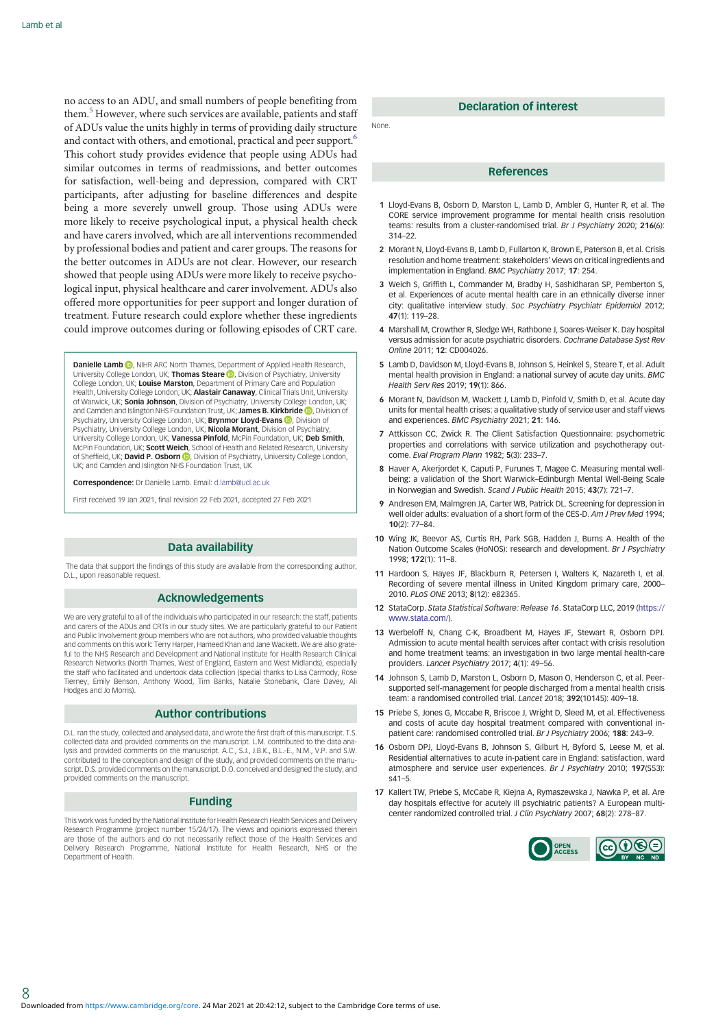no access to an ADU, and small numbers of people benefiting from them.[5] However, where such services are available, patients and staff of ADUs value the units highly in terms of providing daily structure and contact with others, and emotional, practical and peer support.[6] This cohort study provides evidence that people using ADUs had similar outcomes in terms of readmissions, and better outcomes for satisfaction, well-being and depression, compared with CRT participants, after adjusting for baseline differences and despite being a more severely unwell group. Those using ADUs were more likely to receive psychological input, a physical health check and have carers involved, which are all interventions recommended by professional bodies and patient and carer groups. The reasons for the better outcomes in ADUs are not clear. However, our research showed that people using ADUs were more likely to receive psychological input, physical healthcare and carer involvement. ADUs also offered more opportunities for peer support and longer duration of treatment. Future research could explore whether these ingredients could improve outcomes during or following episodes of CRT care.

**Danielle Lamb**, NIHR ARC North Thames, Department of Applied Health Research, University College London, UK; **Thomas Steare**, Division of Psychiatry, University College London, UK; **Louise Marston**, Department of Primary Care and Population Health, University College London, UK; **Alastair Canaway**, Clinical Trials Unit, University of Warwick, UK; **Sonia Johnson**, Division of Psychiatry, University College London, UK; and Camden and Islington NHS Foundation Trust, UK; **James B. Kirkbride**, Division of Psychiatry, University College London, UK; **Brynmor Lloyd-Evans**, Division of Psychiatry, University College London, UK; **Nicola Morant**, Division of Psychiatry, University College London, UK; **Vanessa Pinfold**, McPin Foundation, UK; **Deb Smith**, McPin Foundation, UK; **Scott Weich**, School of Health and Related Research, University of Sheffield, UK; **David P. Osborn**, Division of Psychiatry, University College London, UK; and Camden and Islington NHS Foundation Trust, UK

**Correspondence:** Dr Danielle Lamb. Email: d.lamb@ucl.ac.uk

First received 19 Jan 2021, final revision 22 Feb 2021, accepted 27 Feb 2021

## Data availability

The data that support the findings of this study are available from the corresponding author, D.L., upon reasonable request.

## Acknowledgements

We are very grateful to all of the individuals who participated in our research: the staff, patients and carers of the ADUs and CRTs in our study sites. We are particularly grateful to our Patient and Public Involvement group members who are not authors, who provided valuable thoughts and comments on this work: Terry Harper, Hameed Khan and Jane Wackett. We are also grateful to the NHS Research and Development and National Institute for Health Research Clinical Research Networks (North Thames, West of England, Eastern and West Midlands), especially the staff who facilitated and undertook data collection (special thanks to Lisa Carmody, Rose Tierney, Emily Benson, Anthony Wood, Tim Banks, Natalie Stonebank, Clare Davey, Ali Hodges and Jo Morris).

## Author contributions

D.L. ran the study, collected and analysed data, and wrote the first draft of this manuscript. T.S. collected data and provided comments on the manuscript. L.M. contributed to the data analysis and provided comments on the manuscript. A.C., S.J., J.B.K., B.L.-E., N.M., V.P. and S.W. contributed to the conception and design of the study, and provided comments on the manuscript. D.S. provided comments on the manuscript. D.O. conceived and designed the study, and provided comments on the manuscript.

## Funding

This work was funded by the National Institute for Health Research Health Services and Delivery Research Programme (project number 15/24/17). The views and opinions expressed therein are those of the authors and do not necessarily reflect those of the Health Services and Delivery Research Programme, National Institute for Health Research, NHS or the Department of Health.

## Declaration of interest

None.

## References

1. Lloyd-Evans B, Osborn D, Marston L, Lamb D, Ambler G, Hunter R, et al. The CORE service improvement programme for mental health crisis resolution teams: results from a cluster-randomised trial. *Br J Psychiatry* 2020; **216**(6): 314–22.
2. Morant N, Lloyd-Evans B, Lamb D, Fullarton K, Brown E, Paterson B, et al. Crisis resolution and home treatment: stakeholders' views on critical ingredients and implementation in England. *BMC Psychiatry* 2017; **17**: 254.
3. Weich S, Griffith L, Commander M, Bradby H, Sashidharan SP, Pemberton S, et al. Experiences of acute mental health care in an ethnically diverse inner city: qualitative interview study. *Soc Psychiatry Psychiatr Epidemiol* 2012; **47**(1): 119–28.
4. Marshall M, Crowther R, Sledge WH, Rathbone J, Soares-Weiser K. Day hospital versus admission for acute psychiatric disorders. *Cochrane Database Syst Rev Online* 2011; **12**: CD004026.
5. Lamb D, Davidson M, Lloyd-Evans B, Johnson S, Heinkel S, Steare T, et al. Adult mental health provision in England: a national survey of acute day units. *BMC Health Serv Res* 2019; **19**(1): 866.
6. Morant N, Davidson M, Wackett J, Lamb D, Pinfold V, Smith D, et al. Acute day units for mental health crises: a qualitative study of service user and staff views and experiences. *BMC Psychiatry* 2021; **21**: 146.
7. Attkisson CC, Zwick R. The Client Satisfaction Questionnaire: psychometric properties and correlations with service utilization and psychotherapy outcome. *Eval Program Plann* 1982; **5**(3): 233–7.
8. Haver A, Akerjordet K, Caputi P, Furunes T, Magee C. Measuring mental well-being: a validation of the Short Warwick–Edinburgh Mental Well-Being Scale in Norwegian and Swedish. *Scand J Public Health* 2015; **43**(7): 721–7.
9. Andresen EM, Malmgren JA, Carter WB, Patrick DL. Screening for depression in well older adults: evaluation of a short form of the CES-D. *Am J Prev Med* 1994; **10**(2): 77–84.
10. Wing JK, Beevor AS, Curtis RH, Park SGB, Hadden J, Burns A. Health of the Nation Outcome Scales (HoNOS): research and development. *Br J Psychiatry* 1998; **172**(1): 11–8.
11. Hardoon S, Hayes JF, Blackburn R, Petersen I, Walters K, Nazareth I, et al. Recording of severe mental illness in United Kingdom primary care, 2000–2010. *PLoS ONE* 2013; **8**(12): e82365.
12. StataCorp. *Stata Statistical Software: Release 16*. StataCorp LLC, 2019 (https://www.stata.com/).
13. Werbeloff N, Chang C-K, Broadbent M, Hayes JF, Stewart R, Osborn DPJ. Admission to acute mental health services after contact with crisis resolution and home treatment teams: an investigation in two large mental health-care providers. *Lancet Psychiatry* 2017; **4**(1): 49–56.
14. Johnson S, Lamb D, Marston L, Osborn D, Mason O, Henderson C, et al. Peer-supported self-management for people discharged from a mental health crisis team: a randomised controlled trial. *Lancet* 2018; **392**(10145): 409–18.
15. Priebe S, Jones G, Mccabe R, Briscoe J, Wright D, Sleed M, et al. Effectiveness and costs of acute day hospital treatment compared with conventional in-patient care: randomised controlled trial. *Br J Psychiatry* 2006; **188**: 243–9.
16. Osborn DPJ, Lloyd-Evans B, Johnson S, Gilburt H, Byford S, Leese M, et al. Residential alternatives to acute in-patient care in England: satisfaction, ward atmosphere and service user experiences. *Br J Psychiatry* 2010; **197**(S53): s41–5.
17. Kallert TW, Priebe S, McCabe R, Kiejna A, Rymaszewska J, Nawka P, et al. Are day hospitals effective for acutely ill psychiatric patients? A European multicenter randomized controlled trial. *J Clin Psychiatry* 2007; **68**(2): 278–87.

Downloaded from https://www.cambridge.org/core. 24 Mar 2021 at 20:42:12, subject to the Cambridge Core terms of use.